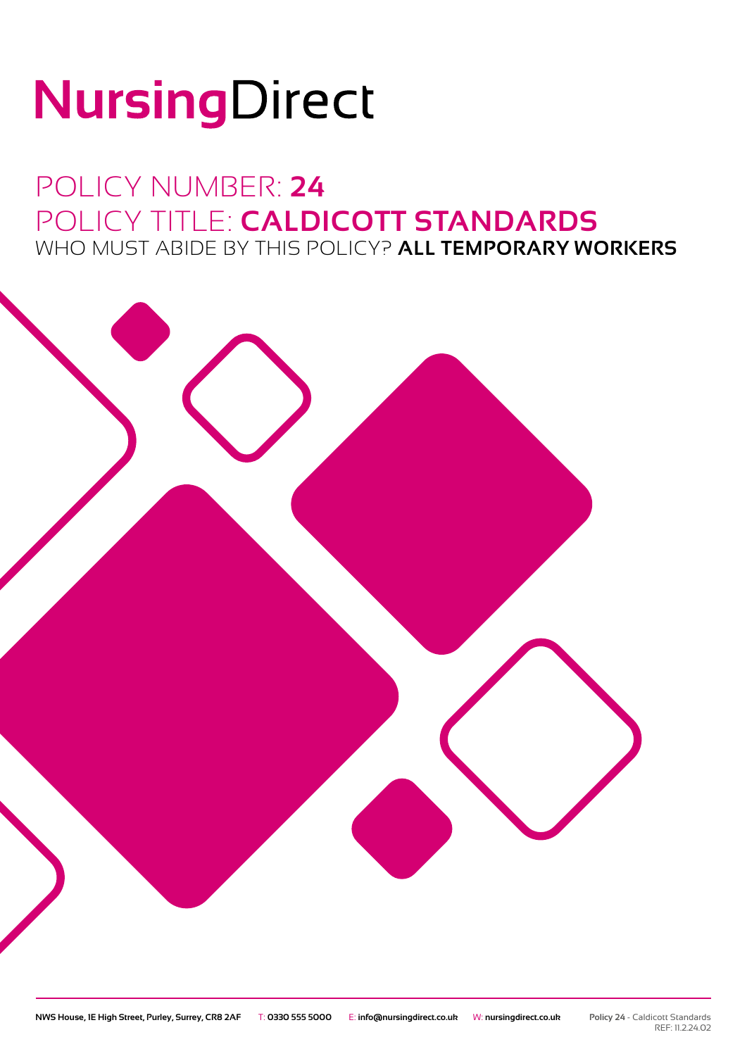# NursingDirect

## POLICY NUMBER: **24**
## POLICY TITLE: **CALDICOTT STANDARDS**
### WHO MUST ABIDE BY THIS POLICY? **ALL TEMPORARY WORKERS**

**NWS House, 1E High Street, Purley, Surrey, CR8 2AF** T: **0330 555 5000** E: **info@nursingdirect.co.uk** W: **nursingdirect.co.uk**

**Policy 24** - Caldicott Standards
REF: 11.2.24.02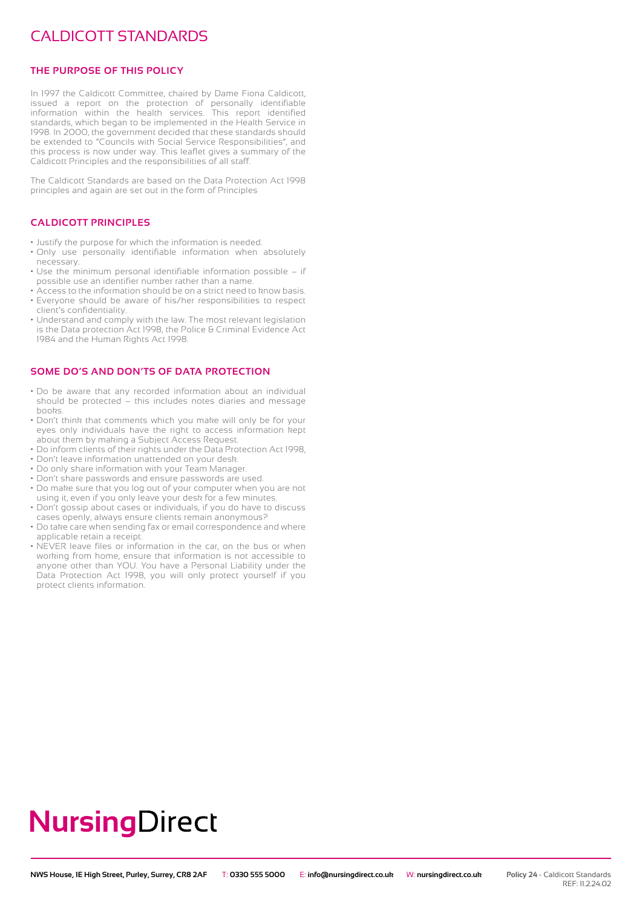# CALDICOTT STANDARDS

## THE PURPOSE OF THIS POLICY

In 1997 the Caldicott Committee, chaired by Dame Fiona Caldicott, issued a report on the protection of personally identifiable information within the health services. This report identified standards, which began to be implemented in the Health Service in 1998. In 2000, the government decided that these standards should be extended to "Councils with Social Service Responsibilities", and this process is now under way. This leaflet gives a summary of the Caldicott Principles and the responsibilities of all staff.

The Caldicott Standards are based on the Data Protection Act 1998 principles and again are set out in the form of Principles

## CALDICOTT PRINCIPLES

- Justify the purpose for which the information is needed.
- Only use personally identifiable information when absolutely necessary.
- Use the minimum personal identifiable information possible – if possible use an identifier number rather than a name.
- Access to the information should be on a strict need to know basis.
- Everyone should be aware of his/her responsibilities to respect client's confidentiality.
- Understand and comply with the law. The most relevant legislation is the Data protection Act 1998, the Police & Criminal Evidence Act 1984 and the Human Rights Act 1998.

## SOME DO'S AND DON'TS OF DATA PROTECTION

- Do be aware that any recorded information about an individual should be protected – this includes notes diaries and message books.
- Don't think that comments which you make will only be for your eyes only individuals have the right to access information kept about them by making a Subject Access Request.
- Do inform clients of their rights under the Data Protection Act 1998,
- Don't leave information unattended on your desk.
- Do only share information with your Team Manager.
- Don't share passwords and ensure passwords are used.
- Do make sure that you log out of your computer when you are not using it, even if you only leave your desk for a few minutes.
- Don't gossip about cases or individuals, if you do have to discuss cases openly, always ensure clients remain anonymous?
- Do take care when sending fax or email correspondence and where applicable retain a receipt.
- NEVER leave files or information in the car, on the bus or when working from home, ensure that information is not accessible to anyone other than YOU. You have a Personal Liability under the Data Protection Act 1998, you will only protect yourself if you protect clients information.

**NursingDirect**

**NWS House, 1E High Street, Purley, Surrey, CR8 2AF** T: **0330 555 5000** E: **info@nursingdirect.co.uk** W: **nursingdirect.co.uk** **Policy 24** - Caldicott Standards REF: 11.2.24.02